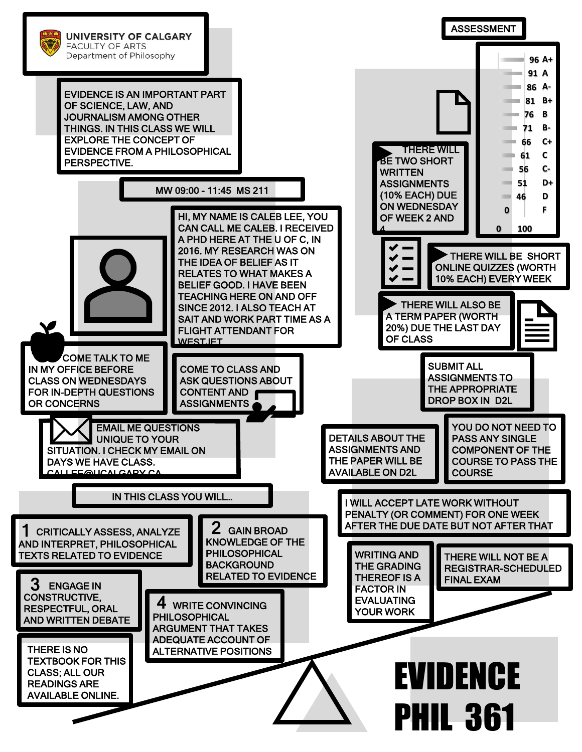UNIVERSITY OF CALGARY
FACULTY OF ARTS
Department of Philosophy

# EVIDENCE
# PHIL 361

EVIDENCE IS AN IMPORTANT PART OF SCIENCE, LAW, AND JOURNALISM AMONG OTHER THINGS. IN THIS CLASS WE WILL EXPLORE THE CONCEPT OF EVIDENCE FROM A PHILOSOPHICAL PERSPECTIVE.

MW 09:00 - 11:45 MS 211

HI, MY NAME IS CALEB LEE, YOU CAN CALL ME CALEB. I RECEIVED A PHD HERE AT THE U OF C, IN 2016. MY RESEARCH WAS ON THE IDEA OF BELIEF AS IT RELATES TO WHAT MAKES A BELIEF GOOD. I HAVE BEEN TEACHING HERE ON AND OFF SINCE 2012. I ALSO TEACH AT SAIT AND WORK PART TIME AS A FLIGHT ATTENDANT FOR WESTJET.

COME TALK TO ME IN MY OFFICE BEFORE CLASS ON WEDNESDAYS FOR IN-DEPTH QUESTIONS OR CONCERNS

COME TO CLASS AND ASK QUESTIONS ABOUT CONTENT AND ASSIGNMENTS

EMAIL ME QUESTIONS UNIQUE TO YOUR SITUATION. I CHECK MY EMAIL ON DAYS WE HAVE CLASS. CALLEE@UCALGARY.CA

## IN THIS CLASS YOU WILL...

1. CRITICALLY ASSESS, ANALYZE AND INTERPRET, PHILOSOPHICAL TEXTS RELATED TO EVIDENCE
2. GAIN BROAD KNOWLEDGE OF THE PHILOSOPHICAL BACKGROUND RELATED TO EVIDENCE
3. ENGAGE IN CONSTRUCTIVE, RESPECTFUL, ORAL AND WRITTEN DEBATE
4. WRITE CONVINCING PHILOSOPHICAL ARGUMENT THAT TAKES ADEQUATE ACCOUNT OF ALTERNATIVE POSITIONS

THERE IS NO TEXTBOOK FOR THIS CLASS; ALL OUR READINGS ARE AVAILABLE ONLINE.

## ASSESSMENT

| Percentage | Grade |
|---|---|
| 96 | A+ |
| 91 | A |
| 86 | A- |
| 81 | B+ |
| 76 | B |
| 71 | B- |
| 66 | C+ |
| 61 | C |
| 56 | C- |
| 51 | D+ |
| 46 | D |
| 0 | F |

0 — 100

- THERE WILL BE TWO SHORT WRITTEN ASSIGNMENTS (10% EACH) DUE ON WEDNESDAY OF WEEK 2 AND 4
- THERE WILL BE SHORT ONLINE QUIZZES (WORTH 10% EACH) EVERY WEEK
- THERE WILL ALSO BE A TERM PAPER (WORTH 20%) DUE THE LAST DAY OF CLASS

SUBMIT ALL ASSIGNMENTS TO THE APPROPRIATE DROP BOX IN D2L

DETAILS ABOUT THE ASSIGNMENTS AND THE PAPER WILL BE AVAILABLE ON D2L

YOU DO NOT NEED TO PASS ANY SINGLE COMPONENT OF THE COURSE TO PASS THE COURSE

I WILL ACCEPT LATE WORK WITHOUT PENALTY (OR COMMENT) FOR ONE WEEK AFTER THE DUE DATE BUT NOT AFTER THAT

WRITING AND THE GRADING THEREOF IS A FACTOR IN EVALUATING YOUR WORK

THERE WILL NOT BE A REGISTRAR-SCHEDULED FINAL EXAM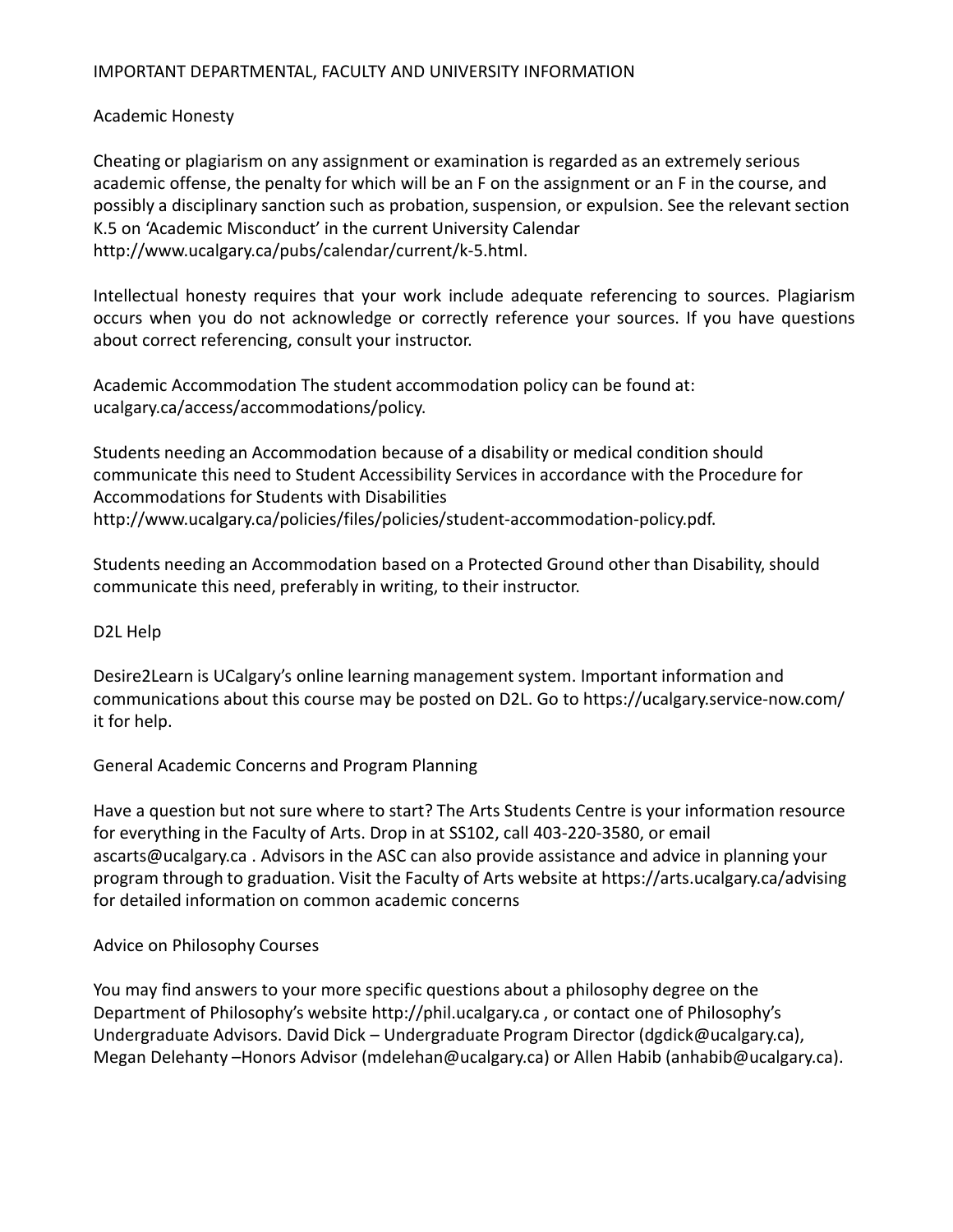## IMPORTANT DEPARTMENTAL, FACULTY AND UNIVERSITY INFORMATION

### Academic Honesty

Cheating or plagiarism on any assignment or examination is regarded as an extremely serious academic offense, the penalty for which will be an F on the assignment or an F in the course, and possibly a disciplinary sanction such as probation, suspension, or expulsion. See the relevant section K.5 on 'Academic Misconduct' in the current University Calendar http://www.ucalgary.ca/pubs/calendar/current/k-5.html.

Intellectual honesty requires that your work include adequate referencing to sources. Plagiarism occurs when you do not acknowledge or correctly reference your sources. If you have questions about correct referencing, consult your instructor.

Academic Accommodation The student accommodation policy can be found at: ucalgary.ca/access/accommodations/policy.

Students needing an Accommodation because of a disability or medical condition should communicate this need to Student Accessibility Services in accordance with the Procedure for Accommodations for Students with Disabilities http://www.ucalgary.ca/policies/files/policies/student-accommodation-policy.pdf.

Students needing an Accommodation based on a Protected Ground other than Disability, should communicate this need, preferably in writing, to their instructor.

### D2L Help

Desire2Learn is UCalgary's online learning management system. Important information and communications about this course may be posted on D2L. Go to https://ucalgary.service-now.com/it for help.

### General Academic Concerns and Program Planning

Have a question but not sure where to start? The Arts Students Centre is your information resource for everything in the Faculty of Arts. Drop in at SS102, call 403-220-3580, or email ascarts@ucalgary.ca . Advisors in the ASC can also provide assistance and advice in planning your program through to graduation. Visit the Faculty of Arts website at https://arts.ucalgary.ca/advising for detailed information on common academic concerns

### Advice on Philosophy Courses

You may find answers to your more specific questions about a philosophy degree on the Department of Philosophy's website http://phil.ucalgary.ca , or contact one of Philosophy's Undergraduate Advisors. David Dick – Undergraduate Program Director (dgdick@ucalgary.ca), Megan Delehanty –Honors Advisor (mdelehan@ucalgary.ca) or Allen Habib (anhabib@ucalgary.ca).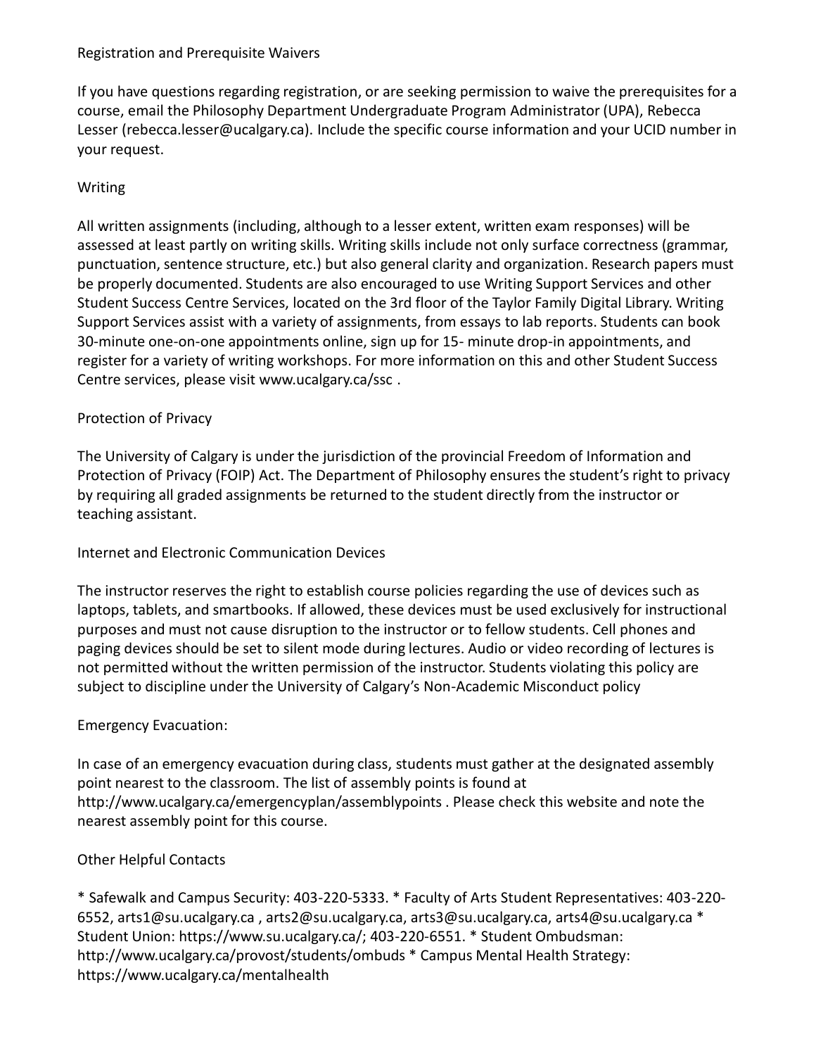## Registration and Prerequisite Waivers

If you have questions regarding registration, or are seeking permission to waive the prerequisites for a course, email the Philosophy Department Undergraduate Program Administrator (UPA), Rebecca Lesser (rebecca.lesser@ucalgary.ca). Include the specific course information and your UCID number in your request.

## Writing

All written assignments (including, although to a lesser extent, written exam responses) will be assessed at least partly on writing skills. Writing skills include not only surface correctness (grammar, punctuation, sentence structure, etc.) but also general clarity and organization. Research papers must be properly documented. Students are also encouraged to use Writing Support Services and other Student Success Centre Services, located on the 3rd floor of the Taylor Family Digital Library. Writing Support Services assist with a variety of assignments, from essays to lab reports. Students can book 30-minute one-on-one appointments online, sign up for 15- minute drop-in appointments, and register for a variety of writing workshops. For more information on this and other Student Success Centre services, please visit www.ucalgary.ca/ssc .

## Protection of Privacy

The University of Calgary is under the jurisdiction of the provincial Freedom of Information and Protection of Privacy (FOIP) Act. The Department of Philosophy ensures the student's right to privacy by requiring all graded assignments be returned to the student directly from the instructor or teaching assistant.

## Internet and Electronic Communication Devices

The instructor reserves the right to establish course policies regarding the use of devices such as laptops, tablets, and smartbooks. If allowed, these devices must be used exclusively for instructional purposes and must not cause disruption to the instructor or to fellow students. Cell phones and paging devices should be set to silent mode during lectures. Audio or video recording of lectures is not permitted without the written permission of the instructor. Students violating this policy are subject to discipline under the University of Calgary's Non-Academic Misconduct policy

## Emergency Evacuation:

In case of an emergency evacuation during class, students must gather at the designated assembly point nearest to the classroom. The list of assembly points is found at http://www.ucalgary.ca/emergencyplan/assemblypoints . Please check this website and note the nearest assembly point for this course.

## Other Helpful Contacts

* Safewalk and Campus Security: 403-220-5333. * Faculty of Arts Student Representatives: 403-220-6552, arts1@su.ucalgary.ca , arts2@su.ucalgary.ca, arts3@su.ucalgary.ca, arts4@su.ucalgary.ca * Student Union: https://www.su.ucalgary.ca/; 403-220-6551. * Student Ombudsman: http://www.ucalgary.ca/provost/students/ombuds * Campus Mental Health Strategy: https://www.ucalgary.ca/mentalhealth